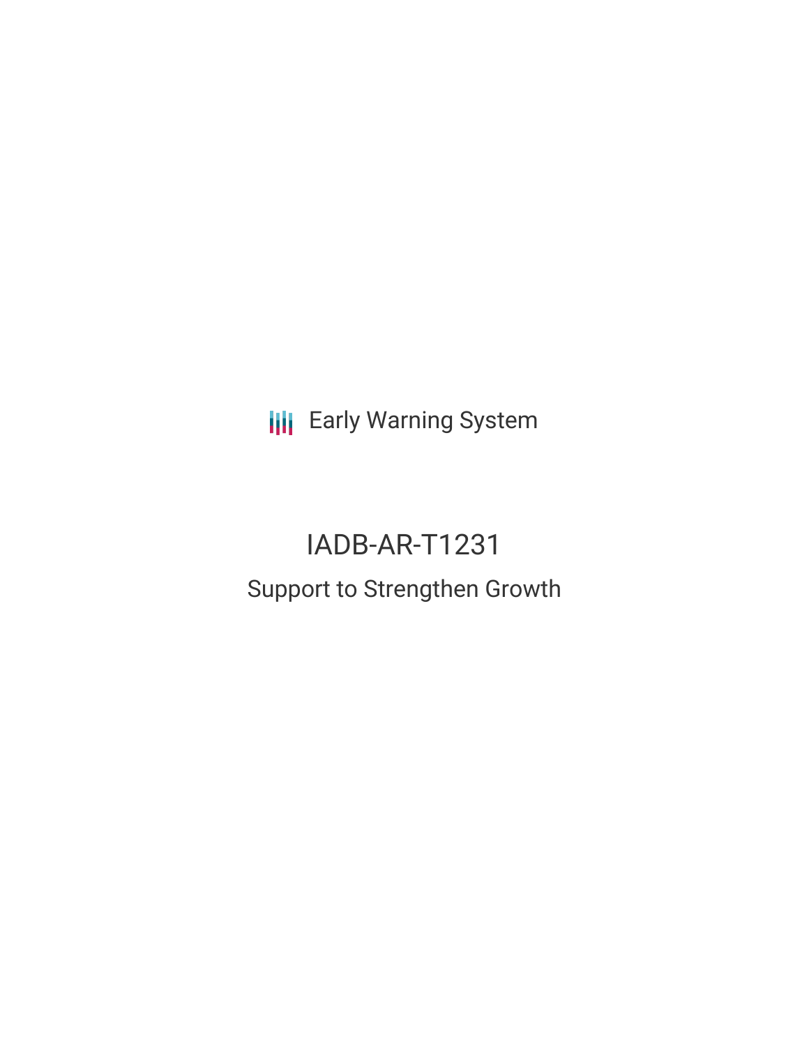Early Warning System

# IADB-AR-T1231

## Support to Strengthen Growth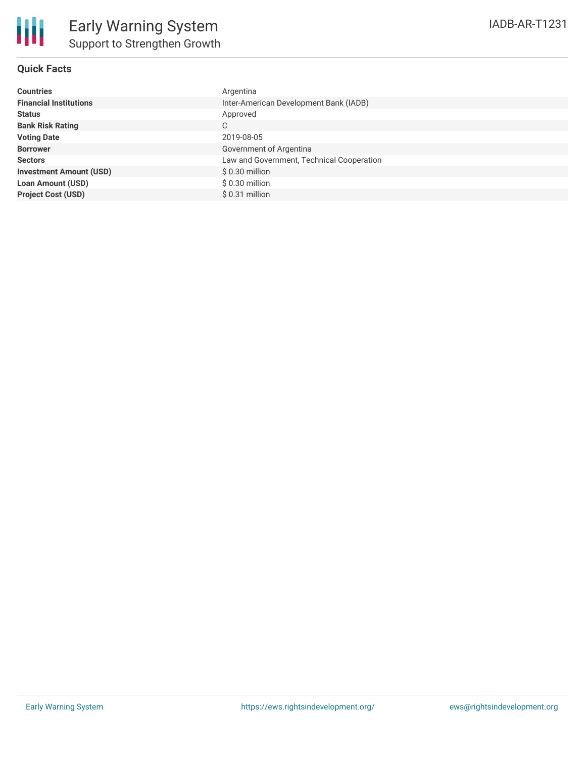# Early Warning System

## Support to Strengthen Growth

IADB-AR-T1231

### Quick Facts

| | |
|---|---|
| **Countries** | Argentina |
| **Financial Institutions** | Inter-American Development Bank (IADB) |
| **Status** | Approved |
| **Bank Risk Rating** | C |
| **Voting Date** | 2019-08-05 |
| **Borrower** | Government of Argentina |
| **Sectors** | Law and Government, Technical Cooperation |
| **Investment Amount (USD)** | $ 0.30 million |
| **Loan Amount (USD)** | $ 0.30 million |
| **Project Cost (USD)** | $ 0.31 million |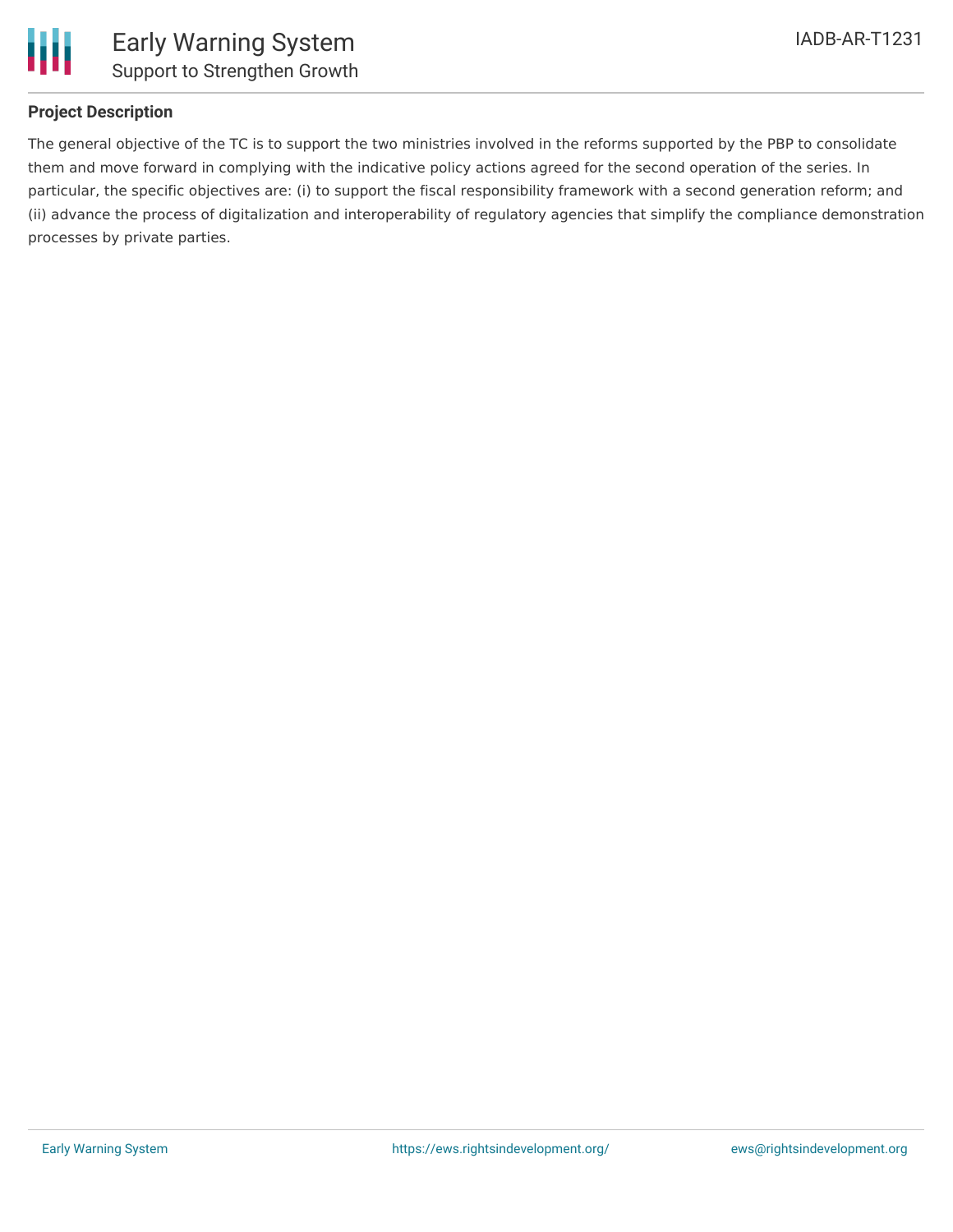## Project Description

The general objective of the TC is to support the two ministries involved in the reforms supported by the PBP to consolidate them and move forward in complying with the indicative policy actions agreed for the second operation of the series. In particular, the specific objectives are: (i) to support the fiscal responsibility framework with a second generation reform; and (ii) advance the process of digitalization and interoperability of regulatory agencies that simplify the compliance demonstration processes by private parties.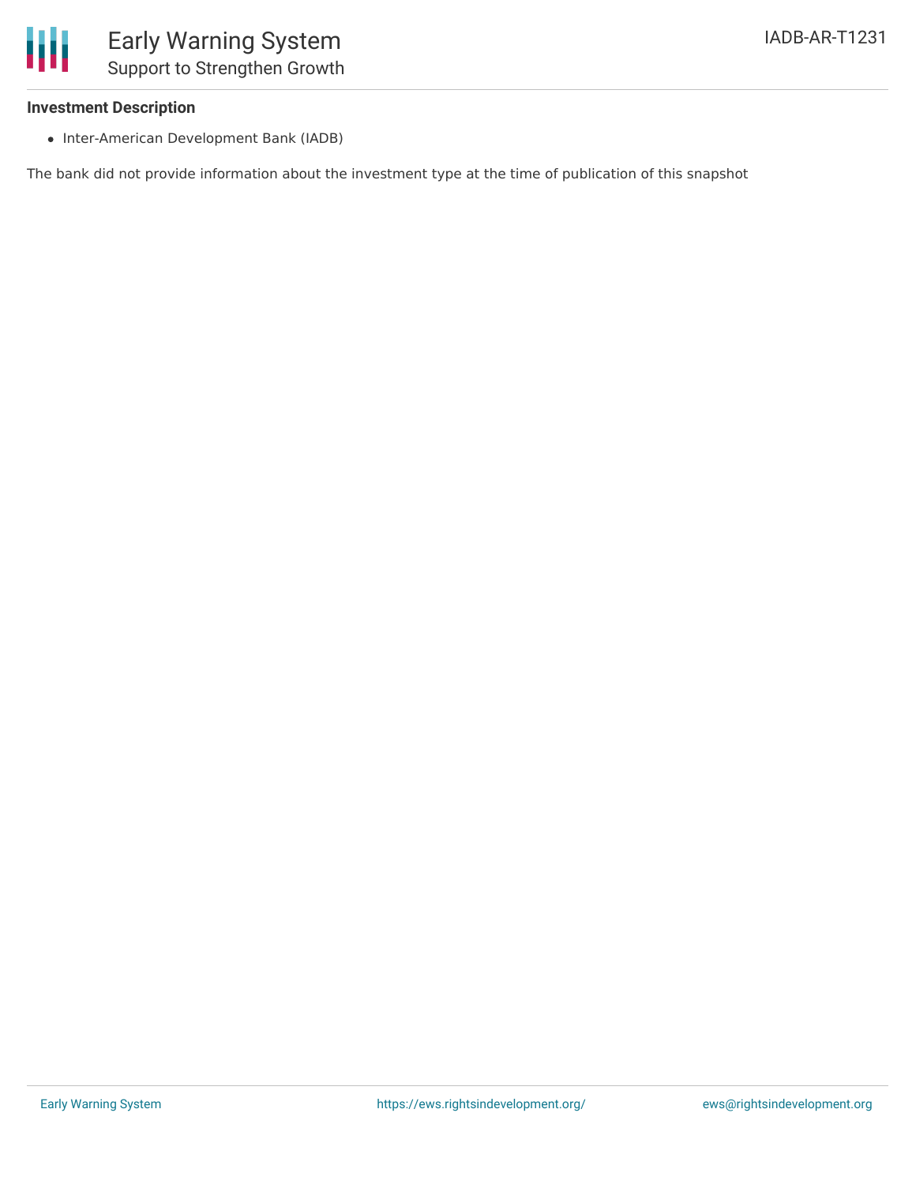**Investment Description**

- Inter-American Development Bank (IADB)

The bank did not provide information about the investment type at the time of publication of this snapshot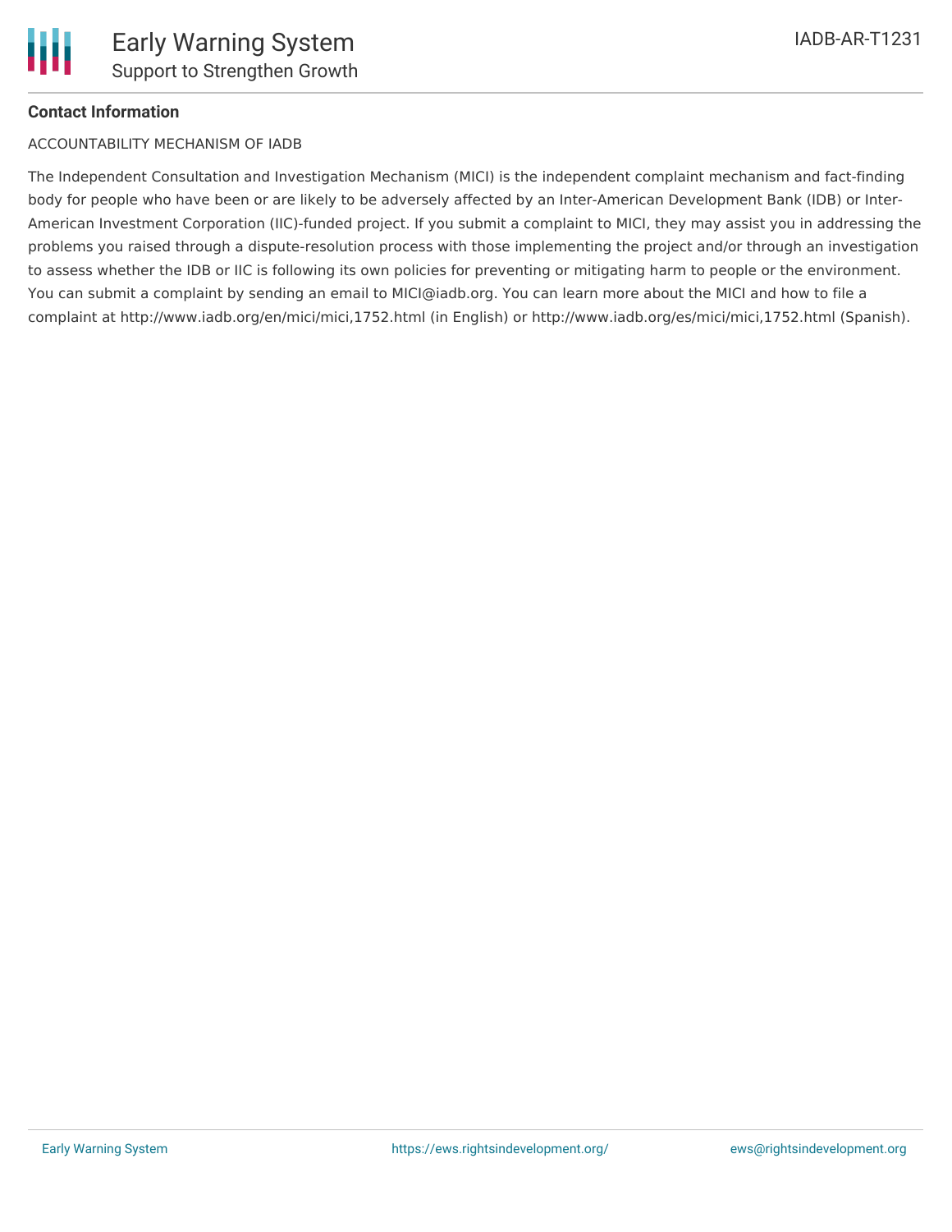**Contact Information**

ACCOUNTABILITY MECHANISM OF IADB

The Independent Consultation and Investigation Mechanism (MICI) is the independent complaint mechanism and fact-finding body for people who have been or are likely to be adversely affected by an Inter-American Development Bank (IDB) or Inter-American Investment Corporation (IIC)-funded project. If you submit a complaint to MICI, they may assist you in addressing the problems you raised through a dispute-resolution process with those implementing the project and/or through an investigation to assess whether the IDB or IIC is following its own policies for preventing or mitigating harm to people or the environment. You can submit a complaint by sending an email to MICI@iadb.org. You can learn more about the MICI and how to file a complaint at http://www.iadb.org/en/mici/mici,1752.html (in English) or http://www.iadb.org/es/mici/mici,1752.html (Spanish).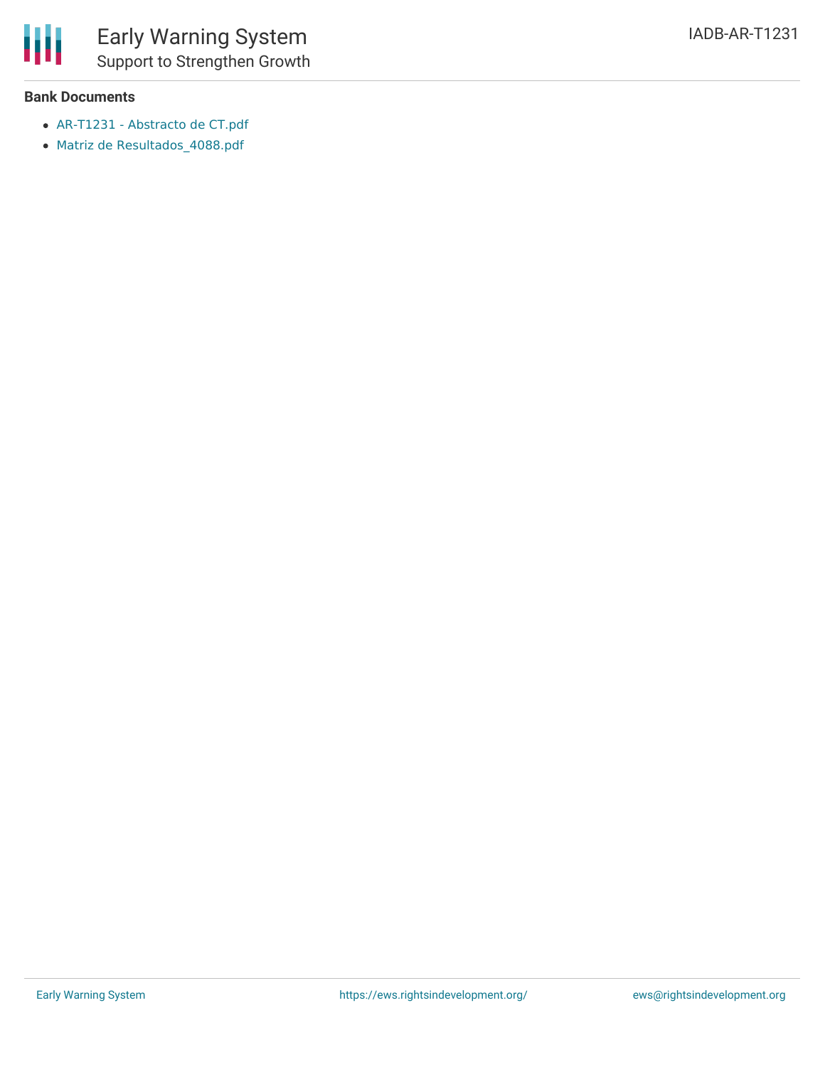**Bank Documents**

- AR-T1231 - Abstracto de CT.pdf
- Matriz de Resultados_4088.pdf